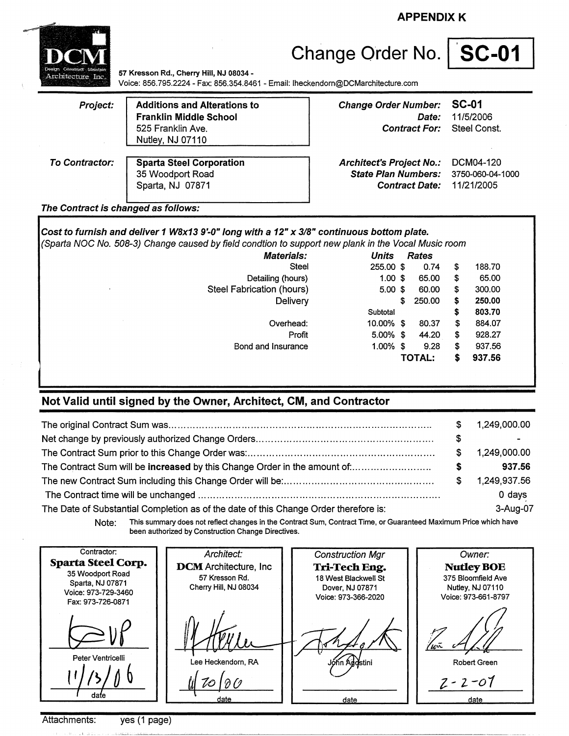**APPENDIX K**

DCM Design Construct Maintain Architecture Inc.

57 Kresson Rd., Cherry Hill, NJ 08034 -
Voice: 856.795.2224 - Fax: 856.354.8461 - Email: lheckendorn@DCMarchitecture.com

# Change Order No. SC-01

***Project:*** **Additions and Alterations to Franklin Middle School**
525 Franklin Ave.
Nutley, NJ 07110

***Change Order Number:*** **SC-01**
***Date:*** 11/5/2006
***Contract For:*** Steel Const.

***To Contractor:*** **Sparta Steel Corporation**
35 Woodport Road
Sparta, NJ 07871

***Architect's Project No.:*** DCM04-120
***State Plan Numbers:*** 3750-060-04-1000
***Contract Date:*** 11/21/2005

***The Contract is changed as follows:***

***Cost to furnish and deliver 1 W8x13 9'-0" long with a 12" x 3/8" continuous bottom plate.***
*(Sparta NOC No. 508-3) Change caused by field condtion to support new plank in the Vocal Music room*

| ***Materials:*** | ***Units*** | ***Rates*** | |
|---|---|---|---|
| Steel | 255.00 | $ 0.74 | $ 188.70 |
| Detailing (hours) | 1.00 | $ 65.00 | $ 65.00 |
| Steel Fabrication (hours) | 5.00 | $ 60.00 | $ 300.00 |
| Delivery | | $ 250.00 | **$ 250.00** |
| | Subtotal | | **$ 803.70** |
| Overhead: | 10.00% | $ 80.37 | $ 884.07 |
| Profit | 5.00% | $ 44.20 | $ 928.27 |
| Bond and Insurance | 1.00% | $ 9.28 | $ 937.56 |
| | | **TOTAL:** | **$ 937.56** |

## Not Valid until signed by the Owner, Architect, CM, and Contractor

| | |
|---|---|
| The original Contract Sum was.......................................... | $ 1,249,000.00 |
| Net change by previously authorized Change Orders.......................................... | $ - |
| The Contract Sum prior to this Change Order was:.......................................... | $ 1,249,000.00 |
| The Contract Sum will be **increased** by this Change Order in the amount of:.......................................... | **$ 937.56** |
| The new Contract Sum including this Change Order will be:.......................................... | $ 1,249,937.56 |
| The Contract time will be unchanged .......................................... | 0 days |
| The Date of Substantial Completion as of the date of this Change Order therefore is: | 3-Aug-07 |

Note: This summary does not reflect changes in the Contract Sum, Contract Time, or Guaranteed Maximum Price which have been authorized by Construction Change Directives.

| Contractor: | *Architect:* | *Construction Mgr* | *Owner:* |
|---|---|---|---|
| **Sparta Steel Corp.** 35 Woodport Road Sparta, NJ 07871 Voice: 973-729-3460 Fax: 973-726-0871 | **DCM** Architecture, Inc 57 Kresson Rd. Cherry Hill, NJ 08034 | **Tri-Tech Eng.** 18 West Blackwell St Dover, NJ 07871 Voice: 973-366-2020 | **Nutley BOE** 375 Bloomfield Ave Nutley, NJ 07110 Voice: 973-661-8797 |
| Peter Ventricelli | Lee Heckendorn, RA | John Agostini | Robert Green |
| 11/13/06 date | 11/20/06 date | date | 2-2-07 date |

Attachments: yes (1 page)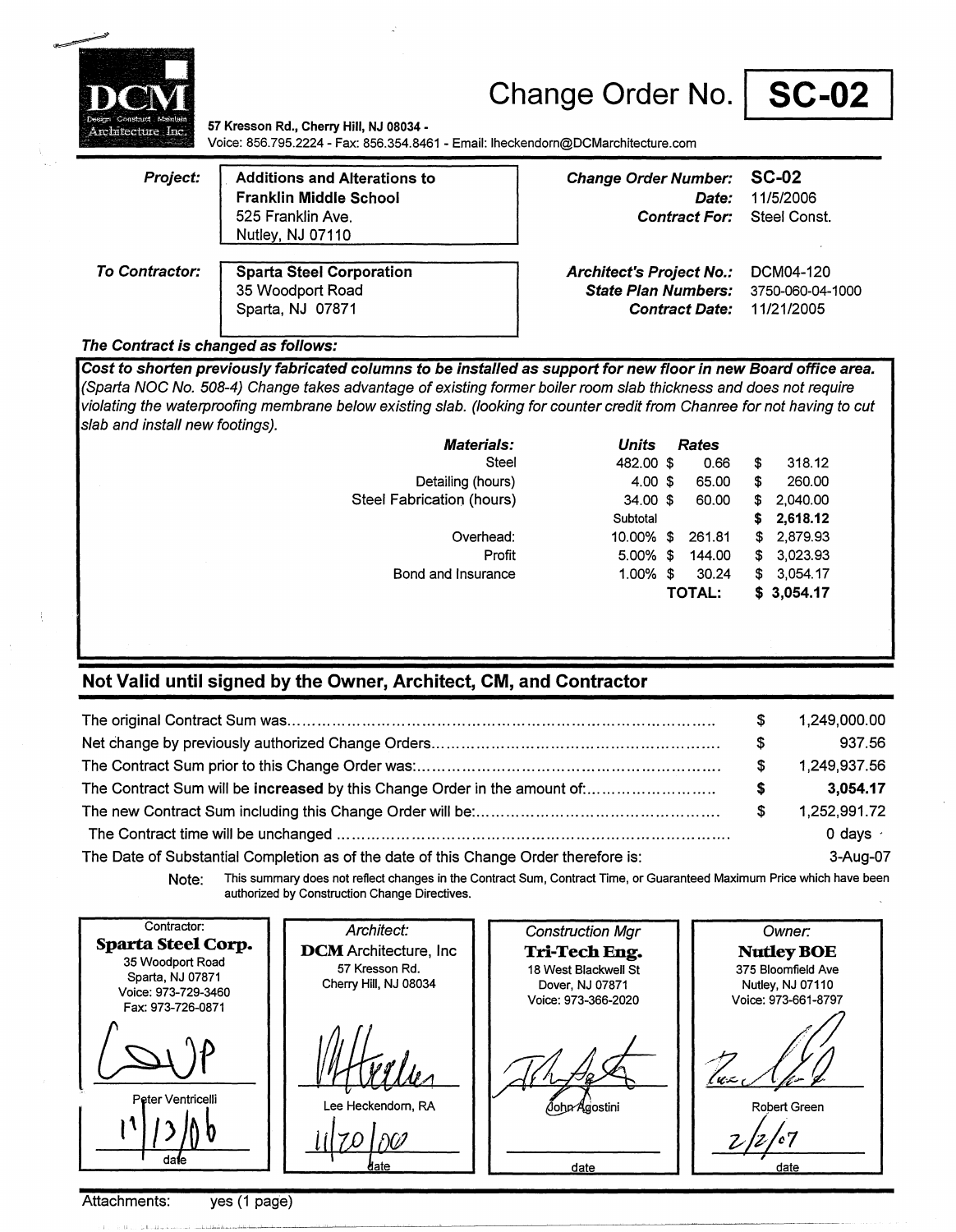DCM Design Construct Maintain Architecture Inc.

57 Kresson Rd., Cherry Hill, NJ 08034 -
Voice: 856.795.2224 - Fax: 856.354.8461 - Email: lheckendorn@DCMarchitecture.com

# Change Order No. SC-02

| | | | |
|---|---|---|---|
| ***Project:*** | **Additions and Alterations to Franklin Middle School** 525 Franklin Ave. Nutley, NJ 07110 | ***Change Order Number:*** | **SC-02** |
| | | ***Date:*** | 11/5/2006 |
| | | ***Contract For:*** | Steel Const. |
| ***To Contractor:*** | **Sparta Steel Corporation** 35 Woodport Road Sparta, NJ 07871 | ***Architect's Project No.:*** | DCM04-120 |
| | | ***State Plan Numbers:*** | 3750-060-04-1000 |
| | | ***Contract Date:*** | 11/21/2005 |

***The Contract is changed as follows:***

***Cost to shorten previously fabricated columns to be installed as support for new floor in new Board office area.*** *(Sparta NOC No. 508-4) Change takes advantage of existing former boiler room slab thickness and does not require violating the waterproofing membrane below existing slab. (looking for counter credit from Chanree for not having to cut slab and install new footings).*

| ***Materials:*** | ***Units*** | ***Rates*** | |
|---|---|---|---|
| Steel | 482.00 | $ 0.66 | $ 318.12 |
| Detailing (hours) | 4.00 | $ 65.00 | $ 260.00 |
| Steel Fabrication (hours) | 34.00 | $ 60.00 | $ 2,040.00 |
| | Subtotal | | **$ 2,618.12** |
| Overhead: | 10.00% | $ 261.81 | $ 2,879.93 |
| Profit | 5.00% | $ 144.00 | $ 3,023.93 |
| Bond and Insurance | 1.00% | $ 30.24 | $ 3,054.17 |
| | | **TOTAL:** | **$ 3,054.17** |

## Not Valid until signed by the Owner, Architect, CM, and Contractor

| | |
|---|---|
| The original Contract Sum was.......... | $ 1,249,000.00 |
| Net change by previously authorized Change Orders.......... | $ 937.56 |
| The Contract Sum prior to this Change Order was:.......... | $ 1,249,937.56 |
| The Contract Sum will be **increased** by this Change Order in the amount of:.......... | **$ 3,054.17** |
| The new Contract Sum including this Change Order will be:.......... | $ 1,252,991.72 |
| The Contract time will be unchanged .......... | 0 days |
| The Date of Substantial Completion as of the date of this Change Order therefore is: | 3-Aug-07 |

Note: This summary does not reflect changes in the Contract Sum, Contract Time, or Guaranteed Maximum Price which have been authorized by Construction Change Directives.

| Contractor: | *Architect:* | *Construction Mgr* | *Owner:* |
|---|---|---|---|
| **Sparta Steel Corp.** 35 Woodport Road Sparta, NJ 07871 Voice: 973-729-3460 Fax: 973-726-0871 | **DCM** Architecture, Inc 57 Kresson Rd. Cherry Hill, NJ 08034 | **Tri-Tech Eng.** 18 West Blackwell St Dover, NJ 07871 Voice: 973-366-2020 | **Nutley BOE** 375 Bloomfield Ave Nutley, NJ 07110 Voice: 973-661-8797 |
| Peter Ventricelli | Lee Heckendorn, RA | John Agostini | Robert Green |
| 11/13/06 date | 11/20/06 date | date | 2/2/07 date |

Attachments: yes (1 page)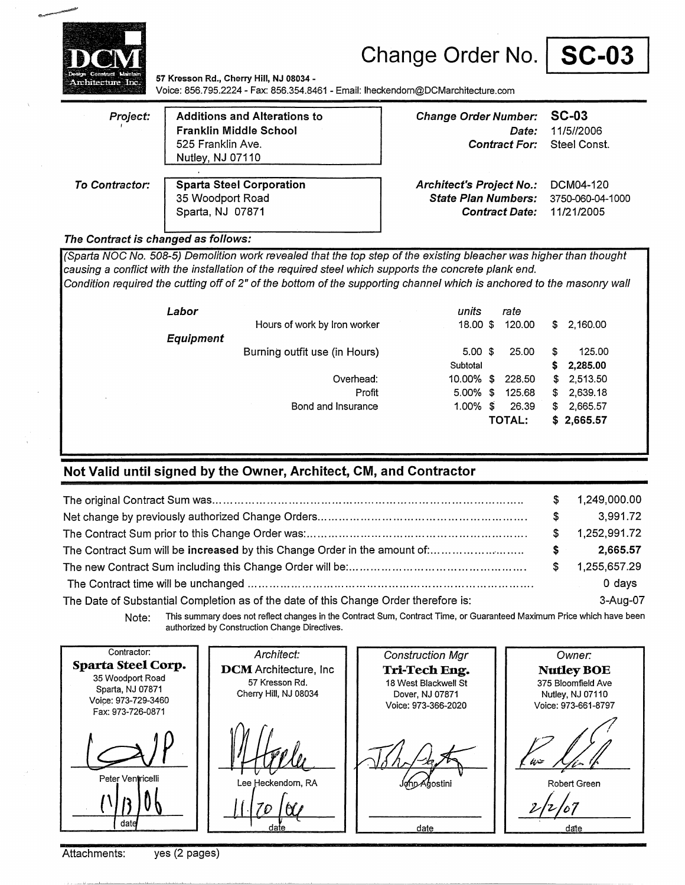DCM
Design Construct Maintain
Architecture Inc.

# Change Order No. SC-03

**57 Kresson Rd., Cherry Hill, NJ 08034 -**
Voice: 856.795.2224 - Fax: 856.354.8461 - Email: lheckendorn@DCMarchitecture.com

| | | | |
|---|---|---|---|
| ***Project:*** | **Additions and Alterations to Franklin Middle School**<br>525 Franklin Ave.<br>Nutley, NJ 07110 | ***Change Order Number:***<br>***Date:***<br>***Contract For:*** | **SC-03**<br>11/5//2006<br>Steel Const. |
| ***To Contractor:*** | **Sparta Steel Corporation**<br>35 Woodport Road<br>Sparta, NJ 07871 | ***Architect's Project No.:***<br>***State Plan Numbers:***<br>***Contract Date:*** | DCM04-120<br>3750-060-04-1000<br>11/21/2005 |

***The Contract is changed as follows:***

*(Sparta NOC No. 508-5) Demolition work revealed that the top step of the existing bleacher was higher than thought causing a conflict with the installation of the required steel which supports the concrete plank end.*
*Condition required the cutting off of 2" of the bottom of the supporting channel which is anchored to the masonry wall*

| | | *units* | *rate* | |
|---|---|---|---|---|
| ***Labor*** | | | | |
| | Hours of work by Iron worker | 18.00 | $ 120.00 | $ 2,160.00 |
| ***Equipment*** | | | | |
| | Burning outfit use (in Hours) | 5.00 | $ 25.00 | $ 125.00 |
| | | Subtotal | | **$ 2,285.00** |
| | Overhead: | 10.00% | $ 228.50 | $ 2,513.50 |
| | Profit | 5.00% | $ 125.68 | $ 2,639.18 |
| | Bond and Insurance | 1.00% | $ 26.39 | $ 2,665.57 |
| | | | **TOTAL:** | **$ 2,665.57** |

## Not Valid until signed by the Owner, Architect, CM, and Contractor

| | |
|---|---|
| The original Contract Sum was.................................................................................... | $ 1,249,000.00 |
| Net change by previously authorized Change Orders........................................................ | $ 3,991.72 |
| The Contract Sum prior to this Change Order was:............................................................ | $ 1,252,991.72 |
| The Contract Sum will be **increased** by this Change Order in the amount of:........................ | **$ 2,665.57** |
| The new Contract Sum including this Change Order will be:.................................................. | $ 1,255,657.29 |
| The Contract time will be unchanged ............................................................................ | 0 days |
| The Date of Substantial Completion as of the date of this Change Order therefore is: | 3-Aug-07 |

Note: This summary does not reflect changes in the Contract Sum, Contract Time, or Guaranteed Maximum Price which have been authorized by Construction Change Directives.

| Contractor: | *Architect:* | *Construction Mgr* | *Owner:* |
|---|---|---|---|
| **Sparta Steel Corp.**<br>35 Woodport Road<br>Sparta, NJ 07871<br>Voice: 973-729-3460<br>Fax: 973-726-0871 | **DCM** Architecture, Inc<br>57 Kresson Rd.<br>Cherry Hill, NJ 08034 | **Tri-Tech Eng.**<br>18 West Blackwell St<br>Dover, NJ 07871<br>Voice: 973-366-2020 | **Nutley BOE**<br>375 Bloomfield Ave<br>Nutley, NJ 07110<br>Voice: 973-661-8797 |
| Peter Ventricelli | Lee Heckendorn, RA | John Agostini | Robert Green |
| 11/13/06<br>date | 11/20/06<br>date | date | 2/2/07<br>date |

Attachments: yes (2 pages)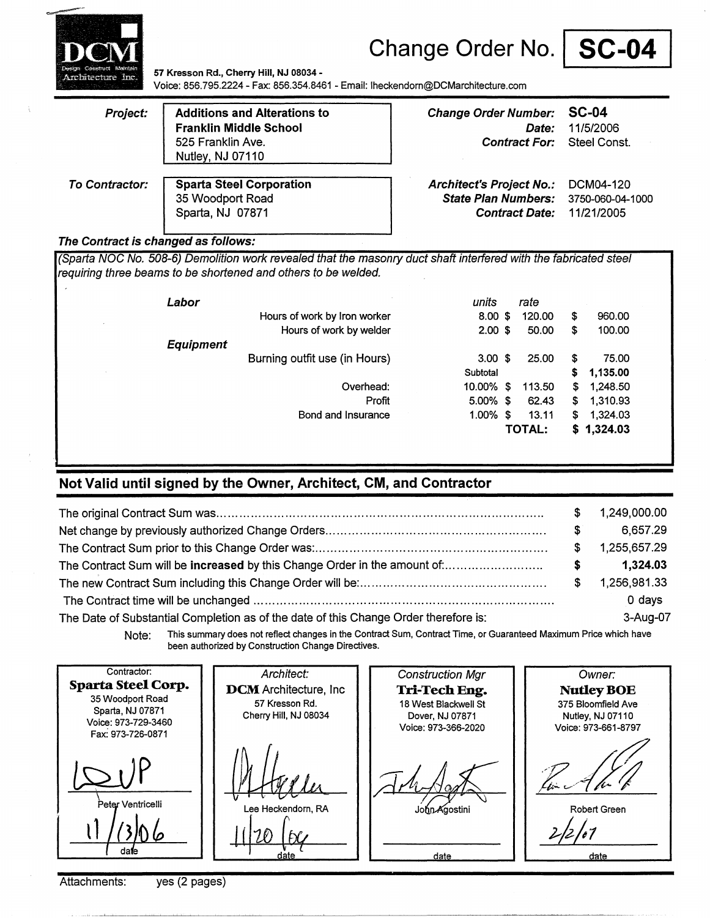DCM
Design Construct Maintain
Architecture Inc.

# Change Order No. SC-04

**57 Kresson Rd., Cherry Hill, NJ 08034 -**
Voice: 856.795.2224 - Fax: 856.354.8461 - Email: lheckendorn@DCMarchitecture.com

| | | | |
|---|---|---|---|
| ***Project:*** | **Additions and Alterations to Franklin Middle School**<br>525 Franklin Ave.<br>Nutley, NJ 07110 | ***Change Order Number:***<br>***Date:***<br>***Contract For:*** | **SC-04**<br>11/5/2006<br>Steel Const. |
| ***To Contractor:*** | **Sparta Steel Corporation**<br>35 Woodport Road<br>Sparta, NJ 07871 | ***Architect's Project No.:***<br>***State Plan Numbers:***<br>***Contract Date:*** | DCM04-120<br>3750-060-04-1000<br>11/21/2005 |

***The Contract is changed as follows:***

*(Sparta NOC No. 508-6) Demolition work revealed that the masonry duct shaft interfered with the fabricated steel requiring three beams to be shortened and others to be welded.*

| | | units | rate | |
|---|---|---|---|---|
| ***Labor*** | | | | |
| | Hours of work by Iron worker | 8.00 | $ 120.00 | $ 960.00 |
| | Hours of work by welder | 2.00 | $ 50.00 | $ 100.00 |
| ***Equipment*** | | | | |
| | Burning outfit use (in Hours) | 3.00 | $ 25.00 | $ 75.00 |
| | | Subtotal | | **$ 1,135.00** |
| | Overhead: | 10.00% | $ 113.50 | $ 1,248.50 |
| | Profit | 5.00% | $ 62.43 | $ 1,310.93 |
| | Bond and Insurance | 1.00% | $ 13.11 | $ 1,324.03 |
| | | | **TOTAL:** | **$ 1,324.03** |

## Not Valid until signed by the Owner, Architect, CM, and Contractor

| | |
|---|---|
| The original Contract Sum was | $ 1,249,000.00 |
| Net change by previously authorized Change Orders | $ 6,657.29 |
| The Contract Sum prior to this Change Order was: | $ 1,255,657.29 |
| The Contract Sum will be **increased** by this Change Order in the amount of: | **$ 1,324.03** |
| The new Contract Sum including this Change Order will be: | $ 1,256,981.33 |
| The Contract time will be unchanged | 0 days |
| The Date of Substantial Completion as of the date of this Change Order therefore is: | 3-Aug-07 |

Note: This summary does not reflect changes in the Contract Sum, Contract Time, or Guaranteed Maximum Price which have been authorized by Construction Change Directives.

| Contractor: | *Architect:* | *Construction Mgr* | *Owner:* |
|---|---|---|---|
| **Sparta Steel Corp.**<br>35 Woodport Road<br>Sparta, NJ 07871<br>Voice: 973-729-3460<br>Fax: 973-726-0871 | **DCM** Architecture, Inc<br>57 Kresson Rd.<br>Cherry Hill, NJ 08034 | **Tri-Tech Eng.**<br>18 West Blackwell St<br>Dover, NJ 07871<br>Voice: 973-366-2020 | **Nutley BOE**<br>375 Bloomfield Ave<br>Nutley, NJ 07110<br>Voice: 973-661-8797 |
| Peter Ventricelli | Lee Heckendorn, RA | John Agostini | Robert Green |
| 11/13/06<br>date | 11/20/06<br>date | date | 2/2/07<br>date |

Attachments: yes (2 pages)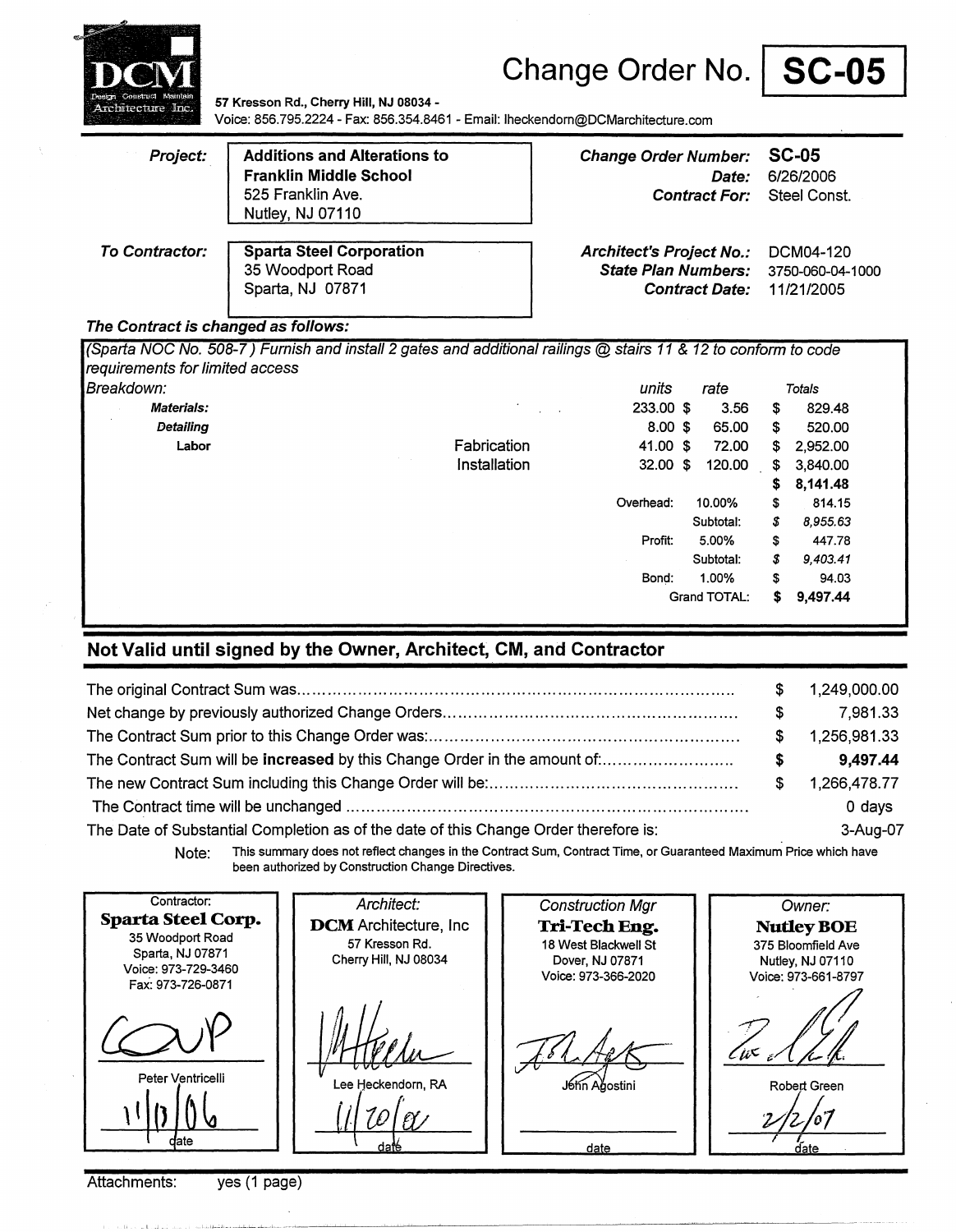DCM Design Construct Maintain Architecture Inc.

57 Kresson Rd., Cherry Hill, NJ 08034 -
Voice: 856.795.2224 - Fax: 856.354.8461 - Email: lheckendorn@DCMarchitecture.com

# Change Order No. **SC-05**

| | | | |
|---|---|---|---|
| ***Project:*** | **Additions and Alterations to Franklin Middle School**<br>525 Franklin Ave.<br>Nutley, NJ 07110 | ***Change Order Number:***<br>***Date:***<br>***Contract For:*** | **SC-05**<br>6/26/2006<br>Steel Const. |
| ***To Contractor:*** | **Sparta Steel Corporation**<br>35 Woodport Road<br>Sparta, NJ 07871 | ***Architect's Project No.:***<br>***State Plan Numbers:***<br>***Contract Date:*** | DCM04-120<br>3750-060-04-1000<br>11/21/2005 |

***The Contract is changed as follows:***

*(Sparta NOC No. 508-7) Furnish and install 2 gates and additional railings @ stairs 11 & 12 to conform to code requirements for limited access*

*Breakdown:*

| | | units | rate | Totals |
|---|---|---|---|---|
| ***Materials:*** | | 233.00 | $ 3.56 | $ 829.48 |
| ***Detailing*** | | 8.00 | $ 65.00 | $ 520.00 |
| **Labor** | Fabrication | 41.00 | $ 72.00 | $ 2,952.00 |
| | Installation | 32.00 | $ 120.00 | $ 3,840.00 |
| | | | | **$ 8,141.48** |
| | | Overhead: | 10.00% | $ 814.15 |
| | | | Subtotal: | *$ 8,955.63* |
| | | Profit: | 5.00% | $ 447.78 |
| | | | Subtotal: | *$ 9,403.41* |
| | | Bond: | 1.00% | $ 94.03 |
| | | | Grand TOTAL: | **$ 9,497.44** |

## Not Valid until signed by the Owner, Architect, CM, and Contractor

| | |
|---|---|
| The original Contract Sum was | $ 1,249,000.00 |
| Net change by previously authorized Change Orders | $ 7,981.33 |
| The Contract Sum prior to this Change Order was: | $ 1,256,981.33 |
| The Contract Sum will be **increased** by this Change Order in the amount of: | **$ 9,497.44** |
| The new Contract Sum including this Change Order will be: | $ 1,266,478.77 |
| The Contract time will be unchanged | 0 days |
| The Date of Substantial Completion as of the date of this Change Order therefore is: | 3-Aug-07 |

Note: This summary does not reflect changes in the Contract Sum, Contract Time, or Guaranteed Maximum Price which have been authorized by Construction Change Directives.

| Contractor: | *Architect:* | *Construction Mgr* | *Owner:* |
|---|---|---|---|
| **Sparta Steel Corp.**<br>35 Woodport Road<br>Sparta, NJ 07871<br>Voice: 973-729-3460<br>Fax: 973-726-0871 | **DCM** Architecture, Inc<br>57 Kresson Rd.<br>Cherry Hill, NJ 08034 | **Tri-Tech Eng.**<br>18 West Blackwell St<br>Dover, NJ 07871<br>Voice: 973-366-2020 | **Nutley BOE**<br>375 Bloomfield Ave<br>Nutley, NJ 07110<br>Voice: 973-661-8797 |
| Peter Ventricelli | Lee Heckendorn, RA | John Agostini | Robert Green |
| 11/13/06<br>date | 11/20/06<br>date | date | 2/2/07<br>date |

Attachments: yes (1 page)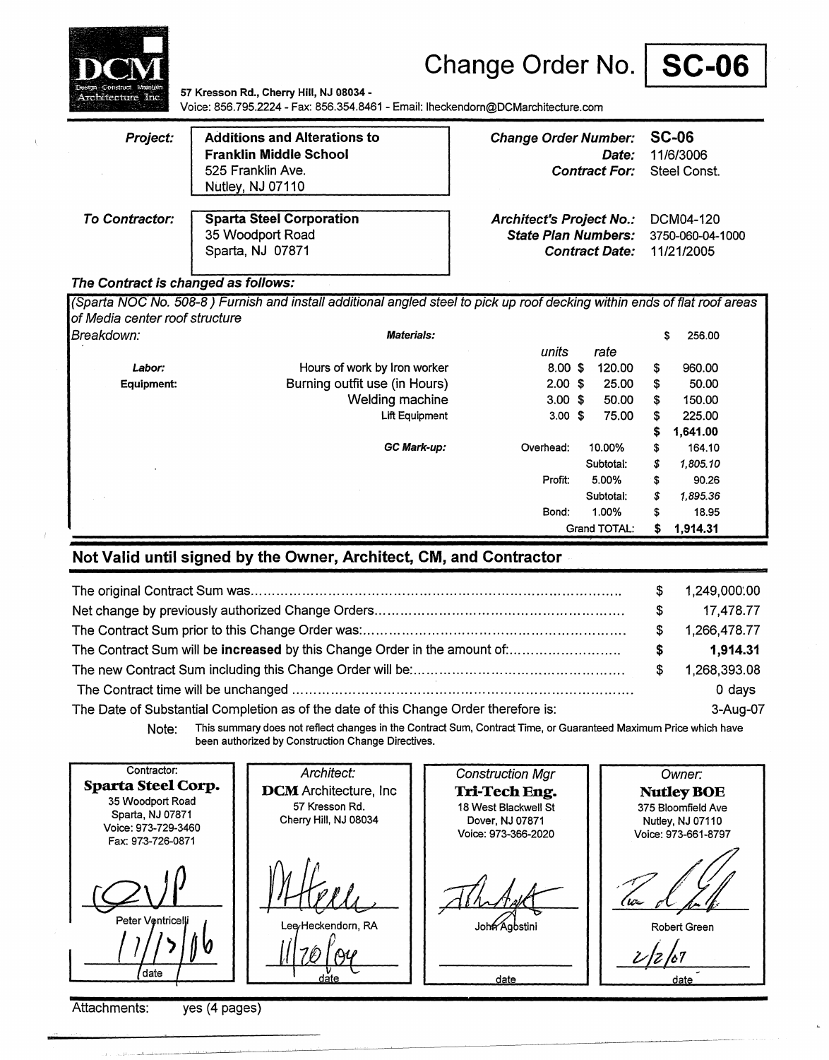DCM Design Construct Maintain Architecture Inc.

# Change Order No. SC-06

57 Kresson Rd., Cherry Hill, NJ 08034 -
Voice: 856.795.2224 - Fax: 856.354.8461 - Email: lheckendorn@DCMarchitecture.com

| | | | |
|---|---|---|---|
| ***Project:*** | **Additions and Alterations to Franklin Middle School**<br>525 Franklin Ave.<br>Nutley, NJ 07110 | ***Change Order Number:***<br>***Date:***<br>***Contract For:*** | **SC-06**<br>11/6/3006<br>Steel Const. |
| ***To Contractor:*** | **Sparta Steel Corporation**<br>35 Woodport Road<br>Sparta, NJ 07871 | ***Architect's Project No.:***<br>***State Plan Numbers:***<br>***Contract Date:*** | DCM04-120<br>3750-060-04-1000<br>11/21/2005 |

***The Contract is changed as follows:***

*(Sparta NOC No. 508-8 ) Furnish and install additional angled steel to pick up roof decking within ends of flat roof areas of Media center roof structure*

*Breakdown:*

| | | units | rate | | |
|---|---|---|---|---|---|
| | ***Materials:*** | | | $ | 256.00 |
| ***Labor:*** | Hours of work by Iron worker | 8.00 | $ 120.00 | $ | 960.00 |
| ***Equipment:*** | Burning outfit use (in Hours) | 2.00 | $ 25.00 | $ | 50.00 |
| | Welding machine | 3.00 | $ 50.00 | $ | 150.00 |
| | Lift Equipment | 3.00 | $ 75.00 | $ | 225.00 |
| | | | | **$** | **1,641.00** |
| | ***GC Mark-up:*** | Overhead: | 10.00% | $ | 164.10 |
| | | | Subtotal: | *$* | *1,805.10* |
| | | Profit: | 5.00% | $ | 90.26 |
| | | | Subtotal: | *$* | *1,895.36* |
| | | Bond: | 1.00% | $ | 18.95 |
| | | | Grand TOTAL: | **$** | **1,914.31** |

## Not Valid until signed by the Owner, Architect, CM, and Contractor

| | | |
|---|---|---|
| The original Contract Sum was | $ | 1,249,000.00 |
| Net change by previously authorized Change Orders | $ | 17,478.77 |
| The Contract Sum prior to this Change Order was: | $ | 1,266,478.77 |
| The Contract Sum will be **increased** by this Change Order in the amount of: | **$** | **1,914.31** |
| The new Contract Sum including this Change Order will be: | $ | 1,268,393.08 |
| The Contract time will be unchanged | | 0 days |
| The Date of Substantial Completion as of the date of this Change Order therefore is: | | 3-Aug-07 |

Note: This summary does not reflect changes in the Contract Sum, Contract Time, or Guaranteed Maximum Price which have been authorized by Construction Change Directives.

| Contractor: | *Architect:* | *Construction Mgr* | *Owner:* |
|---|---|---|---|
| **Sparta Steel Corp.**<br>35 Woodport Road<br>Sparta, NJ 07871<br>Voice: 973-729-3460<br>Fax: 973-726-0871 | **DCM** Architecture, Inc<br>57 Kresson Rd.<br>Cherry Hill, NJ 08034 | **Tri-Tech Eng.**<br>18 West Blackwell St<br>Dover, NJ 07871<br>Voice: 973-366-2020 | **Nutley BOE**<br>375 Bloomfield Ave<br>Nutley, NJ 07110<br>Voice: 973-661-8797 |
| Peter Ventricelli | Lee Heckendorn, RA | John Agostini | Robert Green |
| 11/15/06<br>date | 11/20/06<br>date | date | 2/2/07<br>date |

Attachments: yes (4 pages)